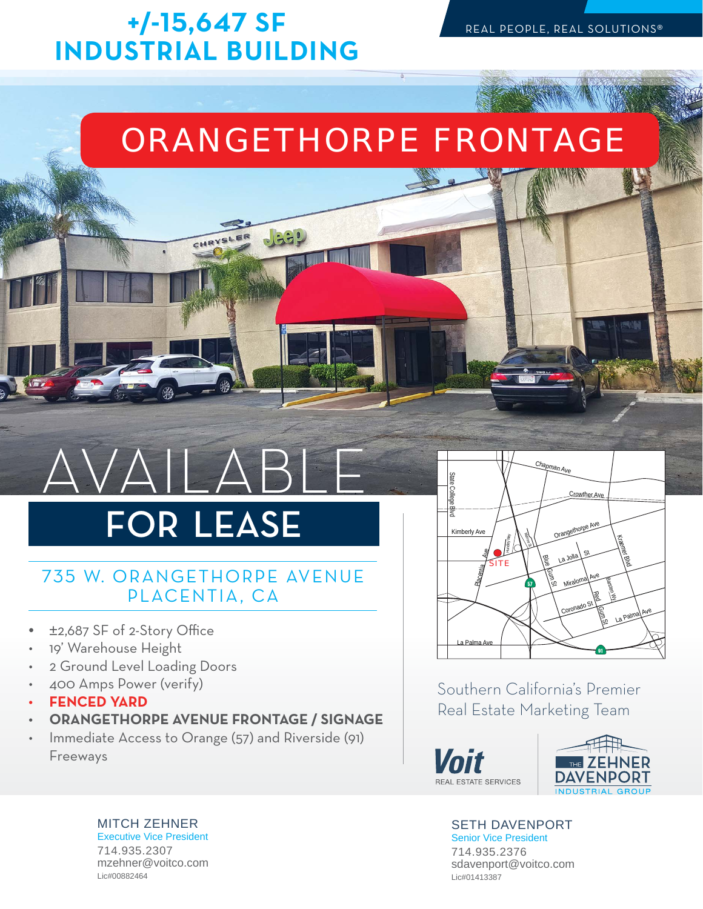# +/-15,647 SF INDUSTRIAL BUILDING

REAL PEOPLE, REAL SOLUTIONS®

## ORANGETHORPE FRONTAGE

# AVAILABLE FOR LEASE

## 735 W. ORANGETHORPE AVENUE PLACENTIA, CA

- ±2,687 SF of 2-Story Office
- 19' Warehouse Height
- 2 Ground Level Loading Doors
- 400 Amps Power (verify)
- **FENCED YARD**
- **ORANGETHORPE AVENUE FRONTAGE / SIGNAGE**
- Immediate Access to Orange (57) and Riverside (91) Freeways

Southern California's Premier Real Estate Marketing Team

Voit REAL ESTATE SERVICES

THE ZEHNER DAVENPORT INDUSTRIAL GROUP

**MITCH ZEHNER**
Executive Vice President
714.935.2307
mzehner@voitco.com
Lic#00882464

**SETH DAVENPORT**
Senior Vice President
714.935.2376
sdavenport@voitco.com
Lic#01413387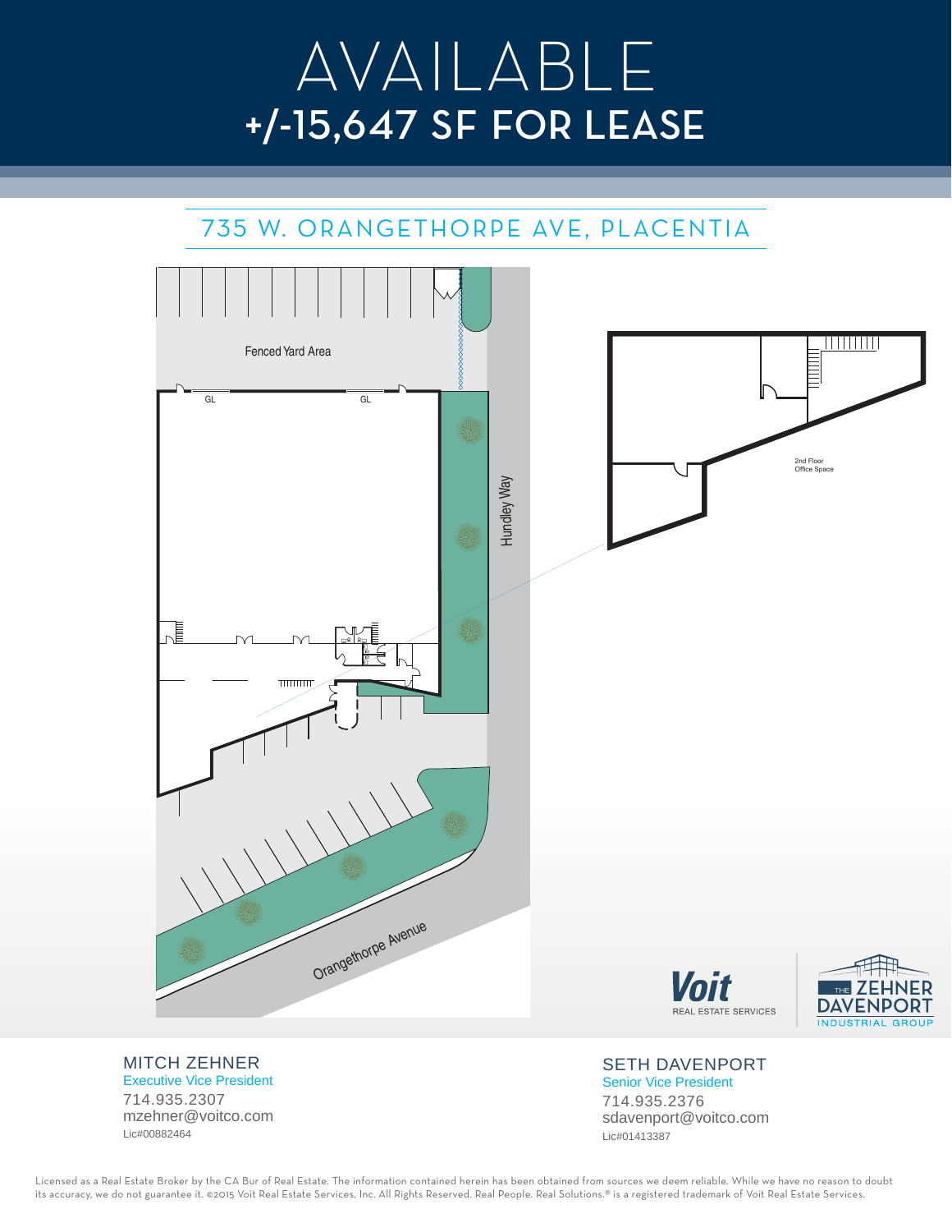# AVAILABLE

## +/-15,647 SF FOR LEASE

### 735 W. ORANGETHORPE AVE, PLACENTIA

Fenced Yard Area

GL

GL

Hundley Way

2nd Floor
Office Space

Orangethorpe Avenue

Voit
REAL ESTATE SERVICES

THE ZEHNER DAVENPORT
INDUSTRIAL GROUP

MITCH ZEHNER
Executive Vice President
714.935.2307
mzehner@voitco.com
Lic#00882464

SETH DAVENPORT
Senior Vice President
714.935.2376
sdavenport@voitco.com
Lic#01413387

Licensed as a Real Estate Broker by the CA Bur of Real Estate. The information contained herein has been obtained from sources we deem reliable. While we have no reason to doubt its accuracy, we do not guarantee it. ©2015 Voit Real Estate Services, Inc. All Rights Reserved. Real People. Real Solutions.® is a registered trademark of Voit Real Estate Services.